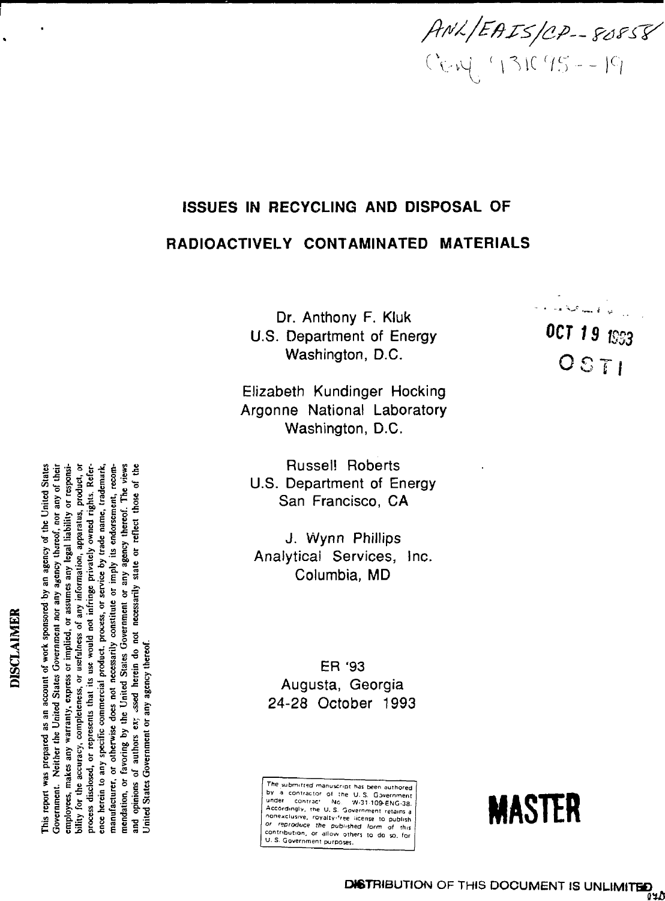ANL/EAIS/CP--80858
Conf-931095--19

# ISSUES IN RECYCLING AND DISPOSAL OF RADIOACTIVELY CONTAMINATED MATERIALS

OCT 19 1993
OSTI

Dr. Anthony F. Kluk
U.S. Department of Energy
Washington, D.C.

Elizabeth Kundinger Hocking
Argonne National Laboratory
Washington, D.C.

Russell Roberts
U.S. Department of Energy
San Francisco, CA

J. Wynn Phillips
Analytical Services, Inc.
Columbia, MD

ER '93
Augusta, Georgia
24-28 October 1993

**DISCLAIMER**

This report was prepared as an account of work sponsored by an agency of the United States Government. Neither the United States Government nor any agency thereof, nor any of their employees, makes any warranty, express or implied, or assumes any legal liability or responsibility for the accuracy, completeness, or usefulness of any information, apparatus, product, or process disclosed, or represents that its use would not infringe privately owned rights. Reference herein to any specific commercial product, process, or service by trade name, trademark, manufacturer, or otherwise does not necessarily constitute or imply its endorsement, recommendation, or favoring by the United States Government or any agency thereof. The views and opinions of authors expressed herein do not necessarily state or reflect those of the United States Government or any agency thereof.

The submitted manuscript has been authored by a contractor of the U. S. Government under contract No. W-31-109-ENG-38. Accordingly, the U. S. Government retains a nonexclusive, royalty-free license to publish or reproduce the published form of this contribution, or allow others to do so, for U. S. Government purposes.

**MASTER**

DISTRIBUTION OF THIS DOCUMENT IS UNLIMITED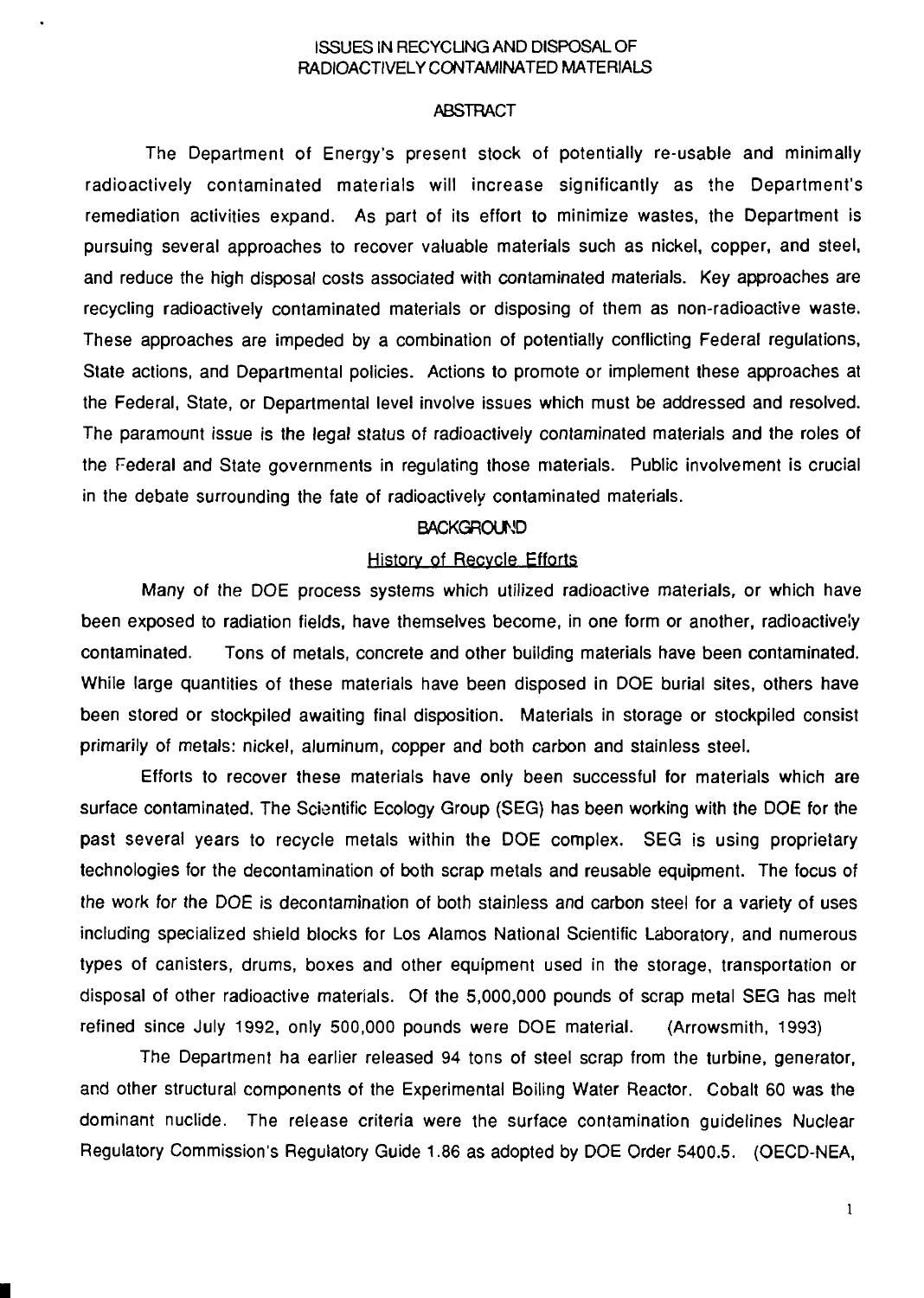# ISSUES IN RECYCLING AND DISPOSAL OF RADIOACTIVELY CONTAMINATED MATERIALS

## ABSTRACT

The Department of Energy's present stock of potentially re-usable and minimally radioactively contaminated materials will increase significantly as the Department's remediation activities expand. As part of its effort to minimize wastes, the Department is pursuing several approaches to recover valuable materials such as nickel, copper, and steel, and reduce the high disposal costs associated with contaminated materials. Key approaches are recycling radioactively contaminated materials or disposing of them as non-radioactive waste. These approaches are impeded by a combination of potentially conflicting Federal regulations, State actions, and Departmental policies. Actions to promote or implement these approaches at the Federal, State, or Departmental level involve issues which must be addressed and resolved. The paramount issue is the legal status of radioactively contaminated materials and the roles of the Federal and State governments in regulating those materials. Public involvement is crucial in the debate surrounding the fate of radioactively contaminated materials.

## BACKGROUND

### History of Recycle Efforts

Many of the DOE process systems which utilized radioactive materials, or which have been exposed to radiation fields, have themselves become, in one form or another, radioactively contaminated. Tons of metals, concrete and other building materials have been contaminated. While large quantities of these materials have been disposed in DOE burial sites, others have been stored or stockpiled awaiting final disposition. Materials in storage or stockpiled consist primarily of metals: nickel, aluminum, copper and both carbon and stainless steel.

Efforts to recover these materials have only been successful for materials which are surface contaminated. The Scientific Ecology Group (SEG) has been working with the DOE for the past several years to recycle metals within the DOE complex. SEG is using proprietary technologies for the decontamination of both scrap metals and reusable equipment. The focus of the work for the DOE is decontamination of both stainless and carbon steel for a variety of uses including specialized shield blocks for Los Alamos National Scientific Laboratory, and numerous types of canisters, drums, boxes and other equipment used in the storage, transportation or disposal of other radioactive materials. Of the 5,000,000 pounds of scrap metal SEG has melt refined since July 1992, only 500,000 pounds were DOE material. (Arrowsmith, 1993)

The Department ha earlier released 94 tons of steel scrap from the turbine, generator, and other structural components of the Experimental Boiling Water Reactor. Cobalt 60 was the dominant nuclide. The release criteria were the surface contamination guidelines Nuclear Regulatory Commission's Regulatory Guide 1.86 as adopted by DOE Order 5400.5. (OECD-NEA,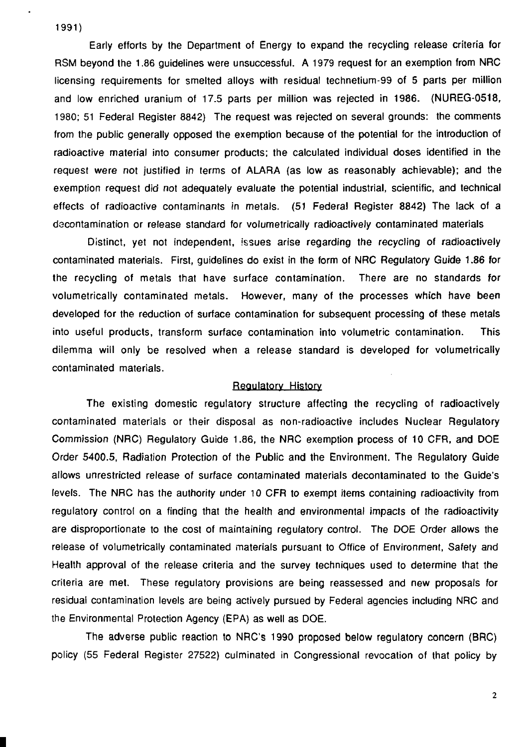1991)

Early efforts by the Department of Energy to expand the recycling release criteria for RSM beyond the 1.86 guidelines were unsuccessful. A 1979 request for an exemption from NRC licensing requirements for smelted alloys with residual technetium-99 of 5 parts per million and low enriched uranium of 17.5 parts per million was rejected in 1986. (NUREG-0518, 1980; 51 Federal Register 8842) The request was rejected on several grounds: the comments from the public generally opposed the exemption because of the potential for the introduction of radioactive material into consumer products; the calculated individual doses identified in the request were not justified in terms of ALARA (as low as reasonably achievable); and the exemption request did not adequately evaluate the potential industrial, scientific, and technical effects of radioactive contaminants in metals. (51 Federal Register 8842) The lack of a decontamination or release standard for volumetrically radioactively contaminated materials

Distinct, yet not independent, issues arise regarding the recycling of radioactively contaminated materials. First, guidelines do exist in the form of NRC Regulatory Guide 1.86 for the recycling of metals that have surface contamination. There are no standards for volumetrically contaminated metals. However, many of the processes which have been developed for the reduction of surface contamination for subsequent processing of these metals into useful products, transform surface contamination into volumetric contamination. This dilemma will only be resolved when a release standard is developed for volumetrically contaminated materials.

## Regulatory History

The existing domestic regulatory structure affecting the recycling of radioactively contaminated materials or their disposal as non-radioactive includes Nuclear Regulatory Commission (NRC) Regulatory Guide 1.86, the NRC exemption process of 10 CFR, and DOE Order 5400.5, Radiation Protection of the Public and the Environment. The Regulatory Guide allows unrestricted release of surface contaminated materials decontaminated to the Guide's levels. The NRC has the authority under 10 CFR to exempt items containing radioactivity from regulatory control on a finding that the health and environmental impacts of the radioactivity are disproportionate to the cost of maintaining regulatory control. The DOE Order allows the release of volumetrically contaminated materials pursuant to Office of Environment, Safety and Health approval of the release criteria and the survey techniques used to determine that the criteria are met. These regulatory provisions are being reassessed and new proposals for residual contamination levels are being actively pursued by Federal agencies including NRC and the Environmental Protection Agency (EPA) as well as DOE.

The adverse public reaction to NRC's 1990 proposed below regulatory concern (BRC) policy (55 Federal Register 27522) culminated in Congressional revocation of that policy by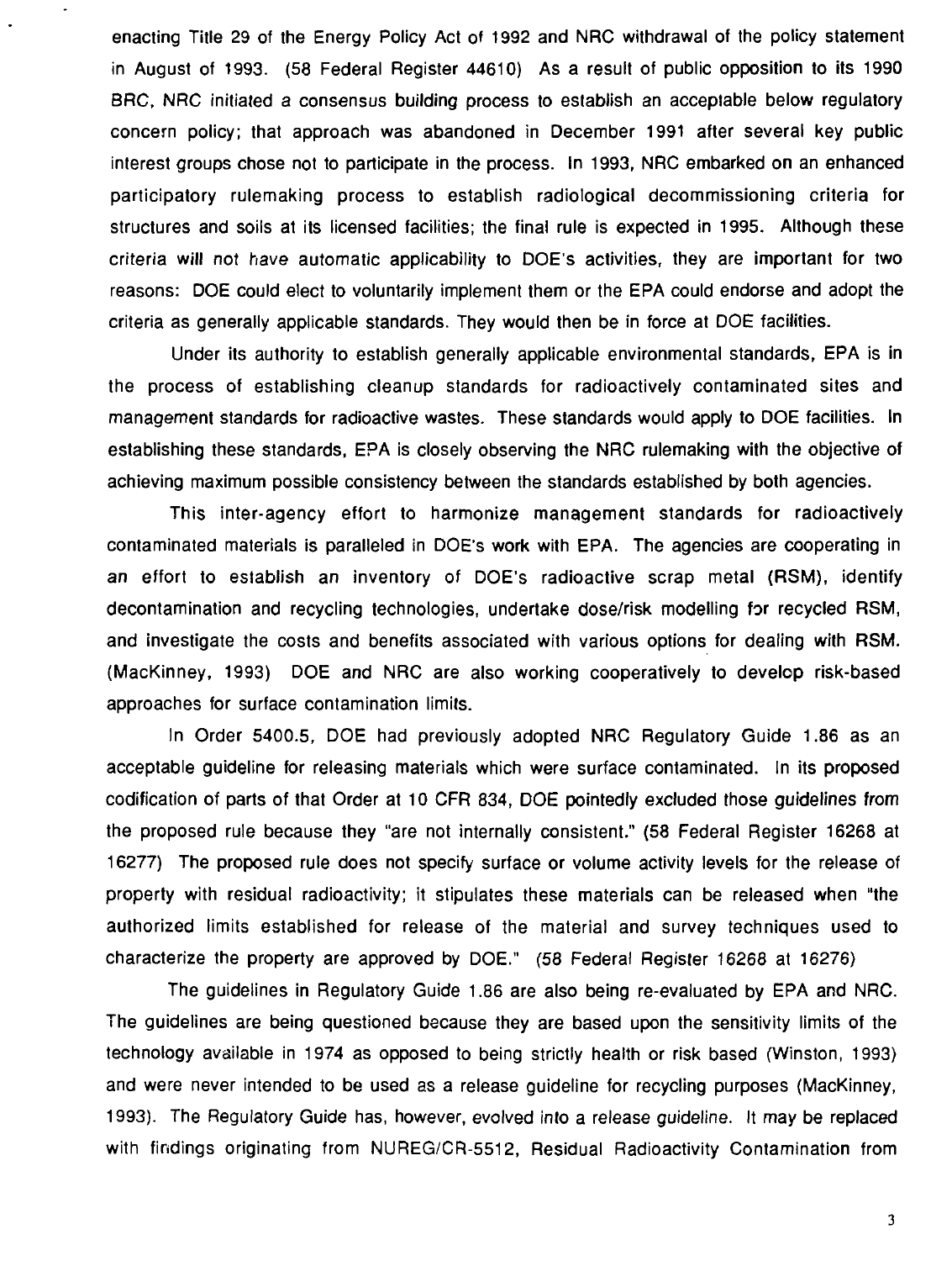enacting Title 29 of the Energy Policy Act of 1992 and NRC withdrawal of the policy statement in August of 1993. (58 Federal Register 44610) As a result of public opposition to its 1990 BRC, NRC initiated a consensus building process to establish an acceptable below regulatory concern policy; that approach was abandoned in December 1991 after several key public interest groups chose not to participate in the process. In 1993, NRC embarked on an enhanced participatory rulemaking process to establish radiological decommissioning criteria for structures and soils at its licensed facilities; the final rule is expected in 1995. Although these criteria will not have automatic applicability to DOE's activities, they are important for two reasons: DOE could elect to voluntarily implement them or the EPA could endorse and adopt the criteria as generally applicable standards. They would then be in force at DOE facilities.

Under its authority to establish generally applicable environmental standards, EPA is in the process of establishing cleanup standards for radioactively contaminated sites and management standards for radioactive wastes. These standards would apply to DOE facilities. In establishing these standards, EPA is closely observing the NRC rulemaking with the objective of achieving maximum possible consistency between the standards established by both agencies.

This inter-agency effort to harmonize management standards for radioactively contaminated materials is paralleled in DOE's work with EPA. The agencies are cooperating in an effort to establish an inventory of DOE's radioactive scrap metal (RSM), identify decontamination and recycling technologies, undertake dose/risk modelling for recycled RSM, and investigate the costs and benefits associated with various options for dealing with RSM. (MacKinney, 1993) DOE and NRC are also working cooperatively to develop risk-based approaches for surface contamination limits.

In Order 5400.5, DOE had previously adopted NRC Regulatory Guide 1.86 as an acceptable guideline for releasing materials which were surface contaminated. In its proposed codification of parts of that Order at 10 CFR 834, DOE pointedly excluded those guidelines from the proposed rule because they "are not internally consistent." (58 Federal Register 16268 at 16277) The proposed rule does not specify surface or volume activity levels for the release of property with residual radioactivity; it stipulates these materials can be released when "the authorized limits established for release of the material and survey techniques used to characterize the property are approved by DOE." (58 Federal Register 16268 at 16276)

The guidelines in Regulatory Guide 1.86 are also being re-evaluated by EPA and NRC. The guidelines are being questioned because they are based upon the sensitivity limits of the technology available in 1974 as opposed to being strictly health or risk based (Winston, 1993) and were never intended to be used as a release guideline for recycling purposes (MacKinney, 1993). The Regulatory Guide has, however, evolved into a release guideline. It may be replaced with findings originating from NUREG/CR-5512, Residual Radioactivity Contamination from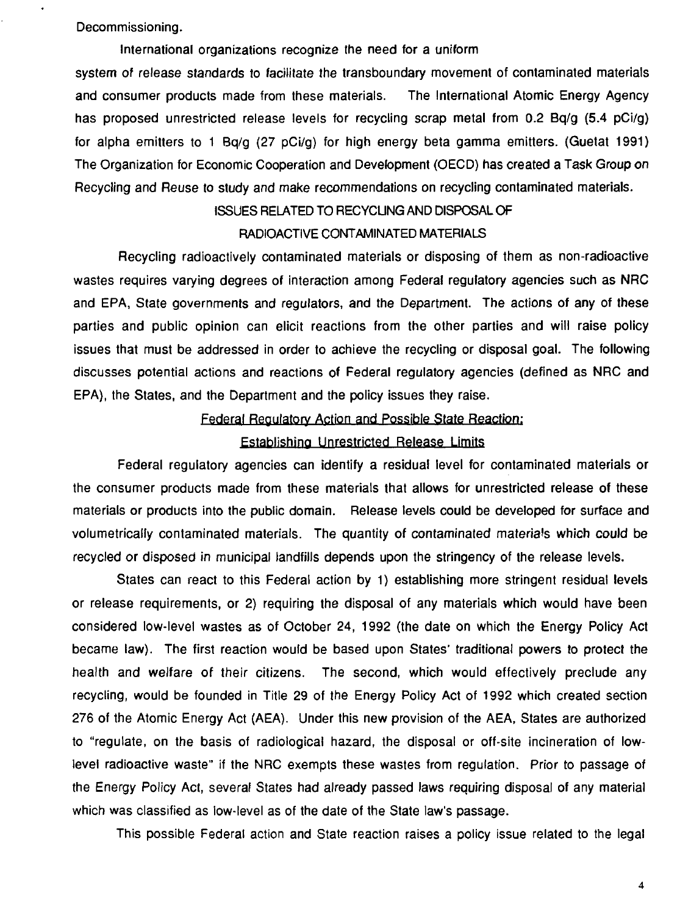Decommissioning.

International organizations recognize the need for a uniform system of release standards to facilitate the transboundary movement of contaminated materials and consumer products made from these materials. The International Atomic Energy Agency has proposed unrestricted release levels for recycling scrap metal from 0.2 Bq/g (5.4 pCi/g) for alpha emitters to 1 Bq/g (27 pCi/g) for high energy beta gamma emitters. (Guetat 1991) The Organization for Economic Cooperation and Development (OECD) has created a Task Group on Recycling and Reuse to study and make recommendations on recycling contaminated materials.

## ISSUES RELATED TO RECYCLING AND DISPOSAL OF RADIOACTIVE CONTAMINATED MATERIALS

Recycling radioactively contaminated materials or disposing of them as non-radioactive wastes requires varying degrees of interaction among Federal regulatory agencies such as NRC and EPA, State governments and regulators, and the Department. The actions of any of these parties and public opinion can elicit reactions from the other parties and will raise policy issues that must be addressed in order to achieve the recycling or disposal goal. The following discusses potential actions and reactions of Federal regulatory agencies (defined as NRC and EPA), the States, and the Department and the policy issues they raise.

### Federal Regulatory Action and Possible State Reaction: Establishing Unrestricted Release Limits

Federal regulatory agencies can identify a residual level for contaminated materials or the consumer products made from these materials that allows for unrestricted release of these materials or products into the public domain. Release levels could be developed for surface and volumetrically contaminated materials. The quantity of contaminated materials which could be recycled or disposed in municipal landfills depends upon the stringency of the release levels.

States can react to this Federal action by 1) establishing more stringent residual levels or release requirements, or 2) requiring the disposal of any materials which would have been considered low-level wastes as of October 24, 1992 (the date on which the Energy Policy Act became law). The first reaction would be based upon States' traditional powers to protect the health and welfare of their citizens. The second, which would effectively preclude any recycling, would be founded in Title 29 of the Energy Policy Act of 1992 which created section 276 of the Atomic Energy Act (AEA). Under this new provision of the AEA, States are authorized to "regulate, on the basis of radiological hazard, the disposal or off-site incineration of low-level radioactive waste" if the NRC exempts these wastes from regulation. Prior to passage of the Energy Policy Act, several States had already passed laws requiring disposal of any material which was classified as low-level as of the date of the State law's passage.

This possible Federal action and State reaction raises a policy issue related to the legal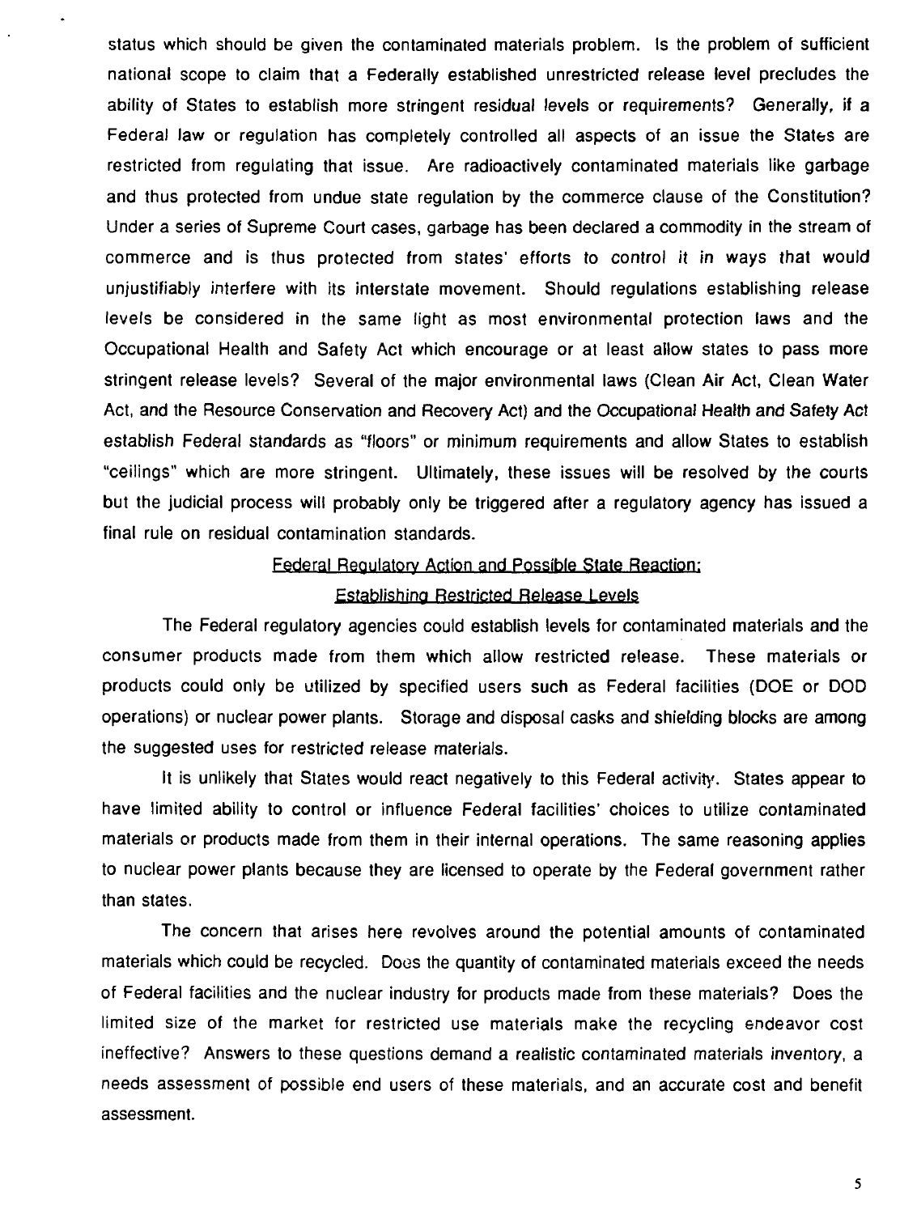status which should be given the contaminated materials problem. Is the problem of sufficient national scope to claim that a Federally established unrestricted release level precludes the ability of States to establish more stringent residual levels or requirements? Generally, if a Federal law or regulation has completely controlled all aspects of an issue the States are restricted from regulating that issue. Are radioactively contaminated materials like garbage and thus protected from undue state regulation by the commerce clause of the Constitution? Under a series of Supreme Court cases, garbage has been declared a commodity in the stream of commerce and is thus protected from states' efforts to control it in ways that would unjustifiably interfere with its interstate movement. Should regulations establishing release levels be considered in the same light as most environmental protection laws and the Occupational Health and Safety Act which encourage or at least allow states to pass more stringent release levels? Several of the major environmental laws (Clean Air Act, Clean Water Act, and the Resource Conservation and Recovery Act) and the Occupational Health and Safety Act establish Federal standards as "floors" or minimum requirements and allow States to establish "ceilings" which are more stringent. Ultimately, these issues will be resolved by the courts but the judicial process will probably only be triggered after a regulatory agency has issued a final rule on residual contamination standards.

## Federal Regulatory Action and Possible State Reaction: Establishing Restricted Release Levels

The Federal regulatory agencies could establish levels for contaminated materials and the consumer products made from them which allow restricted release. These materials or products could only be utilized by specified users such as Federal facilities (DOE or DOD operations) or nuclear power plants. Storage and disposal casks and shielding blocks are among the suggested uses for restricted release materials.

It is unlikely that States would react negatively to this Federal activity. States appear to have limited ability to control or influence Federal facilities' choices to utilize contaminated materials or products made from them in their internal operations. The same reasoning applies to nuclear power plants because they are licensed to operate by the Federal government rather than states.

The concern that arises here revolves around the potential amounts of contaminated materials which could be recycled. Does the quantity of contaminated materials exceed the needs of Federal facilities and the nuclear industry for products made from these materials? Does the limited size of the market for restricted use materials make the recycling endeavor cost ineffective? Answers to these questions demand a realistic contaminated materials inventory, a needs assessment of possible end users of these materials, and an accurate cost and benefit assessment.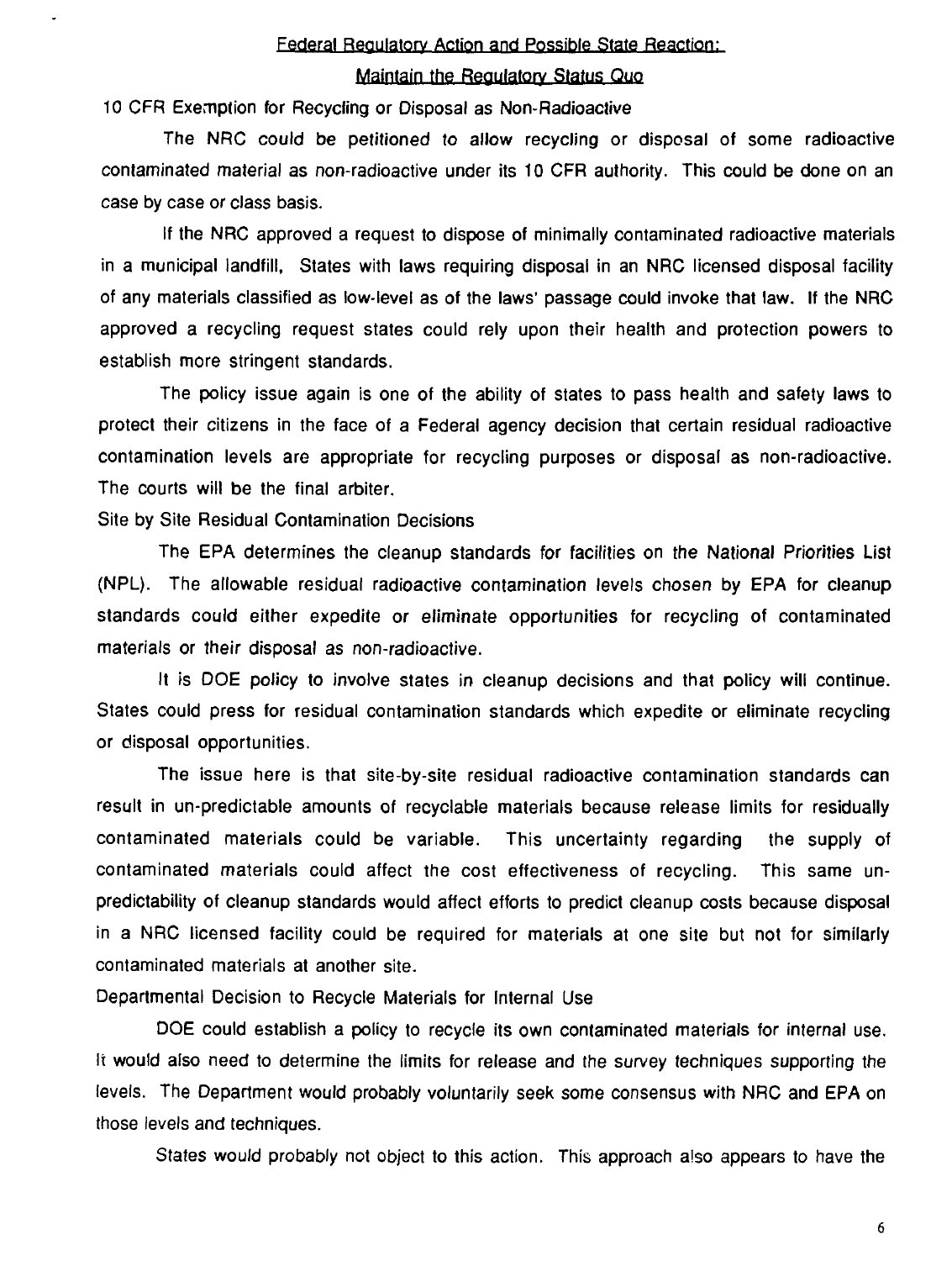## Federal Regulatory Action and Possible State Reaction:
## Maintain the Regulatory Status Quo

10 CFR Exemption for Recycling or Disposal as Non-Radioactive

The NRC could be petitioned to allow recycling or disposal of some radioactive contaminated material as non-radioactive under its 10 CFR authority. This could be done on an case by case or class basis.

If the NRC approved a request to dispose of minimally contaminated radioactive materials in a municipal landfill, States with laws requiring disposal in an NRC licensed disposal facility of any materials classified as low-level as of the laws' passage could invoke that law. If the NRC approved a recycling request states could rely upon their health and protection powers to establish more stringent standards.

The policy issue again is one of the ability of states to pass health and safety laws to protect their citizens in the face of a Federal agency decision that certain residual radioactive contamination levels are appropriate for recycling purposes or disposal as non-radioactive. The courts will be the final arbiter.

Site by Site Residual Contamination Decisions

The EPA determines the cleanup standards for facilities on the National Priorities List (NPL). The allowable residual radioactive contamination levels chosen by EPA for cleanup standards could either expedite or eliminate opportunities for recycling of contaminated materials or their disposal as non-radioactive.

It is DOE policy to involve states in cleanup decisions and that policy will continue. States could press for residual contamination standards which expedite or eliminate recycling or disposal opportunities.

The issue here is that site-by-site residual radioactive contamination standards can result in un-predictable amounts of recyclable materials because release limits for residually contaminated materials could be variable. This uncertainty regarding the supply of contaminated materials could affect the cost effectiveness of recycling. This same un-predictability of cleanup standards would affect efforts to predict cleanup costs because disposal in a NRC licensed facility could be required for materials at one site but not for similarly contaminated materials at another site.

Departmental Decision to Recycle Materials for Internal Use

DOE could establish a policy to recycle its own contaminated materials for internal use. It would also need to determine the limits for release and the survey techniques supporting the levels. The Department would probably voluntarily seek some consensus with NRC and EPA on those levels and techniques.

States would probably not object to this action. This approach also appears to have the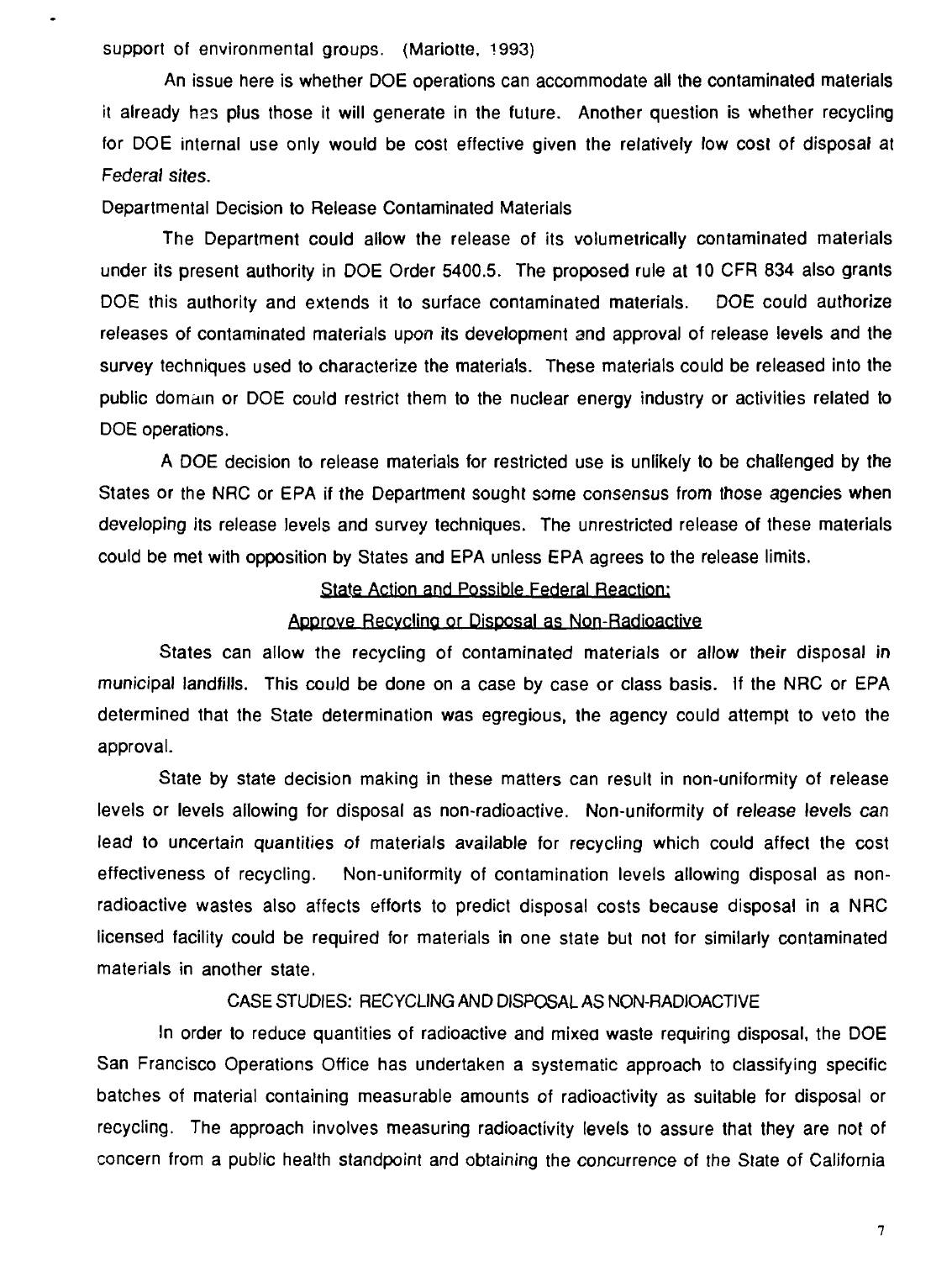support of environmental groups. (Mariotte, 1993)

An issue here is whether DOE operations can accommodate all the contaminated materials it already has plus those it will generate in the future. Another question is whether recycling for DOE internal use only would be cost effective given the relatively low cost of disposal at Federal sites.

Departmental Decision to Release Contaminated Materials

The Department could allow the release of its volumetrically contaminated materials under its present authority in DOE Order 5400.5. The proposed rule at 10 CFR 834 also grants DOE this authority and extends it to surface contaminated materials. DOE could authorize releases of contaminated materials upon its development and approval of release levels and the survey techniques used to characterize the materials. These materials could be released into the public domain or DOE could restrict them to the nuclear energy industry or activities related to DOE operations.

A DOE decision to release materials for restricted use is unlikely to be challenged by the States or the NRC or EPA if the Department sought some consensus from those agencies when developing its release levels and survey techniques. The unrestricted release of these materials could be met with opposition by States and EPA unless EPA agrees to the release limits.

<u>State Action and Possible Federal Reaction:</u>

<u>Approve Recycling or Disposal as Non-Radioactive</u>

States can allow the recycling of contaminated materials or allow their disposal in municipal landfills. This could be done on a case by case or class basis. If the NRC or EPA determined that the State determination was egregious, the agency could attempt to veto the approval.

State by state decision making in these matters can result in non-uniformity of release levels or levels allowing for disposal as non-radioactive. Non-uniformity of release levels can lead to uncertain quantities of materials available for recycling which could affect the cost effectiveness of recycling. Non-uniformity of contamination levels allowing disposal as non-radioactive wastes also affects efforts to predict disposal costs because disposal in a NRC licensed facility could be required for materials in one state but not for similarly contaminated materials in another state.

## CASE STUDIES: RECYCLING AND DISPOSAL AS NON-RADIOACTIVE

In order to reduce quantities of radioactive and mixed waste requiring disposal, the DOE San Francisco Operations Office has undertaken a systematic approach to classifying specific batches of material containing measurable amounts of radioactivity as suitable for disposal or recycling. The approach involves measuring radioactivity levels to assure that they are not of concern from a public health standpoint and obtaining the concurrence of the State of California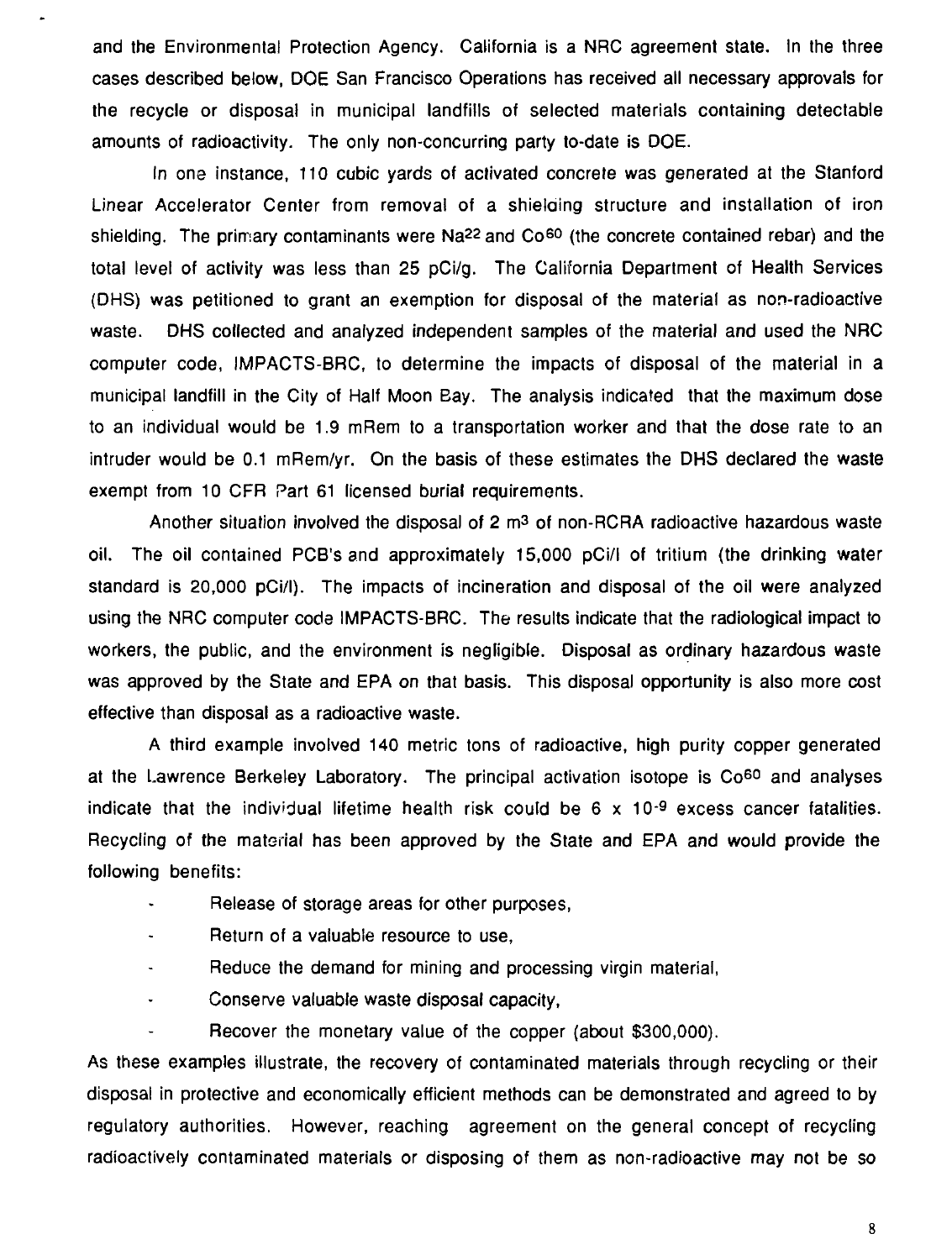and the Environmental Protection Agency. California is a NRC agreement state. In the three cases described below, DOE San Francisco Operations has received all necessary approvals for the recycle or disposal in municipal landfills of selected materials containing detectable amounts of radioactivity. The only non-concurring party to-date is DOE.

In one instance, 110 cubic yards of activated concrete was generated at the Stanford Linear Accelerator Center from removal of a shielding structure and installation of iron shielding. The primary contaminants were $Na^{22}$ and $Co^{60}$ (the concrete contained rebar) and the total level of activity was less than 25 pCi/g. The California Department of Health Services (DHS) was petitioned to grant an exemption for disposal of the material as non-radioactive waste. DHS collected and analyzed independent samples of the material and used the NRC computer code, IMPACTS-BRC, to determine the impacts of disposal of the material in a municipal landfill in the City of Half Moon Bay. The analysis indicated that the maximum dose to an individual would be 1.9 mRem to a transportation worker and that the dose rate to an intruder would be 0.1 mRem/yr. On the basis of these estimates the DHS declared the waste exempt from 10 CFR Part 61 licensed burial requirements.

Another situation involved the disposal of 2 $m^3$ of non-RCRA radioactive hazardous waste oil. The oil contained PCB's and approximately 15,000 pCi/l of tritium (the drinking water standard is 20,000 pCi/l). The impacts of incineration and disposal of the oil were analyzed using the NRC computer code IMPACTS-BRC. The results indicate that the radiological impact to workers, the public, and the environment is negligible. Disposal as ordinary hazardous waste was approved by the State and EPA on that basis. This disposal opportunity is also more cost effective than disposal as a radioactive waste.

A third example involved 140 metric tons of radioactive, high purity copper generated at the Lawrence Berkeley Laboratory. The principal activation isotope is $Co^{60}$ and analyses indicate that the individual lifetime health risk could be $6 \times 10^{-9}$ excess cancer fatalities. Recycling of the material has been approved by the State and EPA and would provide the following benefits:

- Release of storage areas for other purposes,
- Return of a valuable resource to use,
- Reduce the demand for mining and processing virgin material,
- Conserve valuable waste disposal capacity,
- Recover the monetary value of the copper (about $300,000).

As these examples illustrate, the recovery of contaminated materials through recycling or their disposal in protective and economically efficient methods can be demonstrated and agreed to by regulatory authorities. However, reaching agreement on the general concept of recycling radioactively contaminated materials or disposing of them as non-radioactive may not be so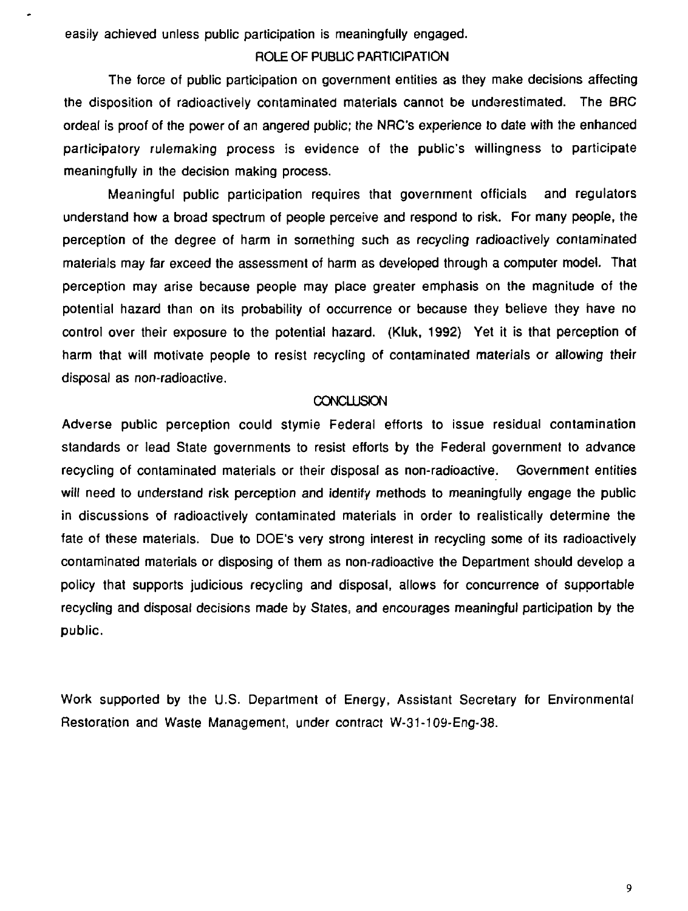easily achieved unless public participation is meaningfully engaged.

## ROLE OF PUBLIC PARTICIPATION

The force of public participation on government entities as they make decisions affecting the disposition of radioactively contaminated materials cannot be underestimated. The BRC ordeal is proof of the power of an angered public; the NRC's experience to date with the enhanced participatory rulemaking process is evidence of the public's willingness to participate meaningfully in the decision making process.

Meaningful public participation requires that government officials and regulators understand how a broad spectrum of people perceive and respond to risk. For many people, the perception of the degree of harm in something such as recycling radioactively contaminated materials may far exceed the assessment of harm as developed through a computer model. That perception may arise because people may place greater emphasis on the magnitude of the potential hazard than on its probability of occurrence or because they believe they have no control over their exposure to the potential hazard. (Kluk, 1992) Yet it is that perception of harm that will motivate people to resist recycling of contaminated materials or allowing their disposal as non-radioactive.

## CONCLUSION

Adverse public perception could stymie Federal efforts to issue residual contamination standards or lead State governments to resist efforts by the Federal government to advance recycling of contaminated materials or their disposal as non-radioactive. Government entities will need to understand risk perception and identify methods to meaningfully engage the public in discussions of radioactively contaminated materials in order to realistically determine the fate of these materials. Due to DOE's very strong interest in recycling some of its radioactively contaminated materials or disposing of them as non-radioactive the Department should develop a policy that supports judicious recycling and disposal, allows for concurrence of supportable recycling and disposal decisions made by States, and encourages meaningful participation by the public.

Work supported by the U.S. Department of Energy, Assistant Secretary for Environmental Restoration and Waste Management, under contract W-31-109-Eng-38.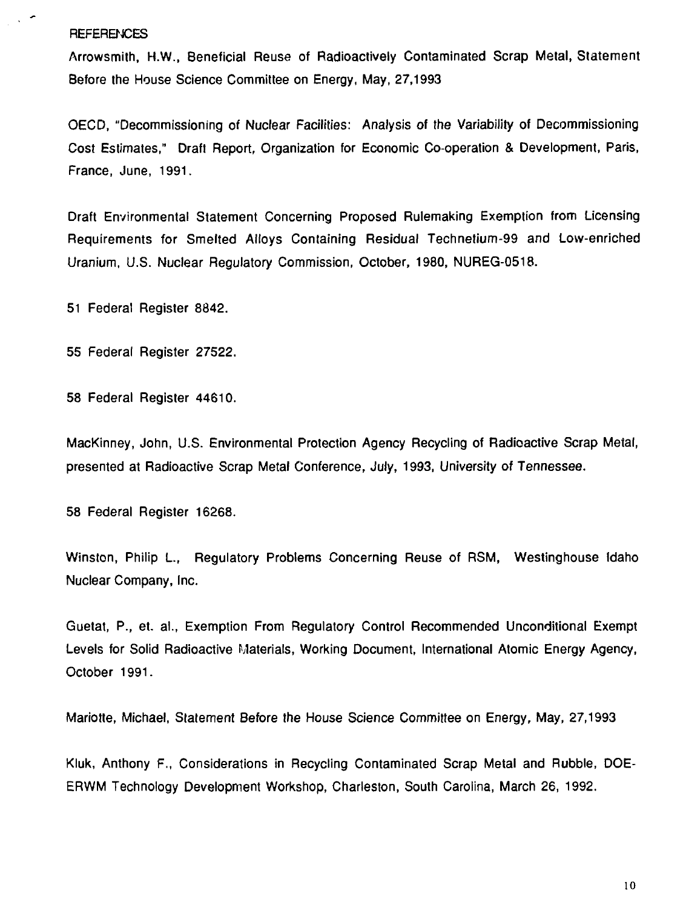## REFERENCES

Arrowsmith, H.W., Beneficial Reuse of Radioactively Contaminated Scrap Metal, Statement Before the House Science Committee on Energy, May, 27,1993

OECD, "Decommissioning of Nuclear Facilities: Analysis of the Variability of Decommissioning Cost Estimates," Draft Report, Organization for Economic Co-operation & Development, Paris, France, June, 1991.

Draft Environmental Statement Concerning Proposed Rulemaking Exemption from Licensing Requirements for Smelted Alloys Containing Residual Technetium-99 and Low-enriched Uranium, U.S. Nuclear Regulatory Commission, October, 1980, NUREG-0518.

51 Federal Register 8842.

55 Federal Register 27522.

58 Federal Register 44610.

MacKinney, John, U.S. Environmental Protection Agency Recycling of Radioactive Scrap Metal, presented at Radioactive Scrap Metal Conference, July, 1993, University of Tennessee.

58 Federal Register 16268.

Winston, Philip L., Regulatory Problems Concerning Reuse of RSM, Westinghouse Idaho Nuclear Company, Inc.

Guetat, P., et. al., Exemption From Regulatory Control Recommended Unconditional Exempt Levels for Solid Radioactive Materials, Working Document, International Atomic Energy Agency, October 1991.

Mariotte, Michael, Statement Before the House Science Committee on Energy, May, 27,1993

Kluk, Anthony F., Considerations in Recycling Contaminated Scrap Metal and Rubble, DOE-ERWM Technology Development Workshop, Charleston, South Carolina, March 26, 1992.